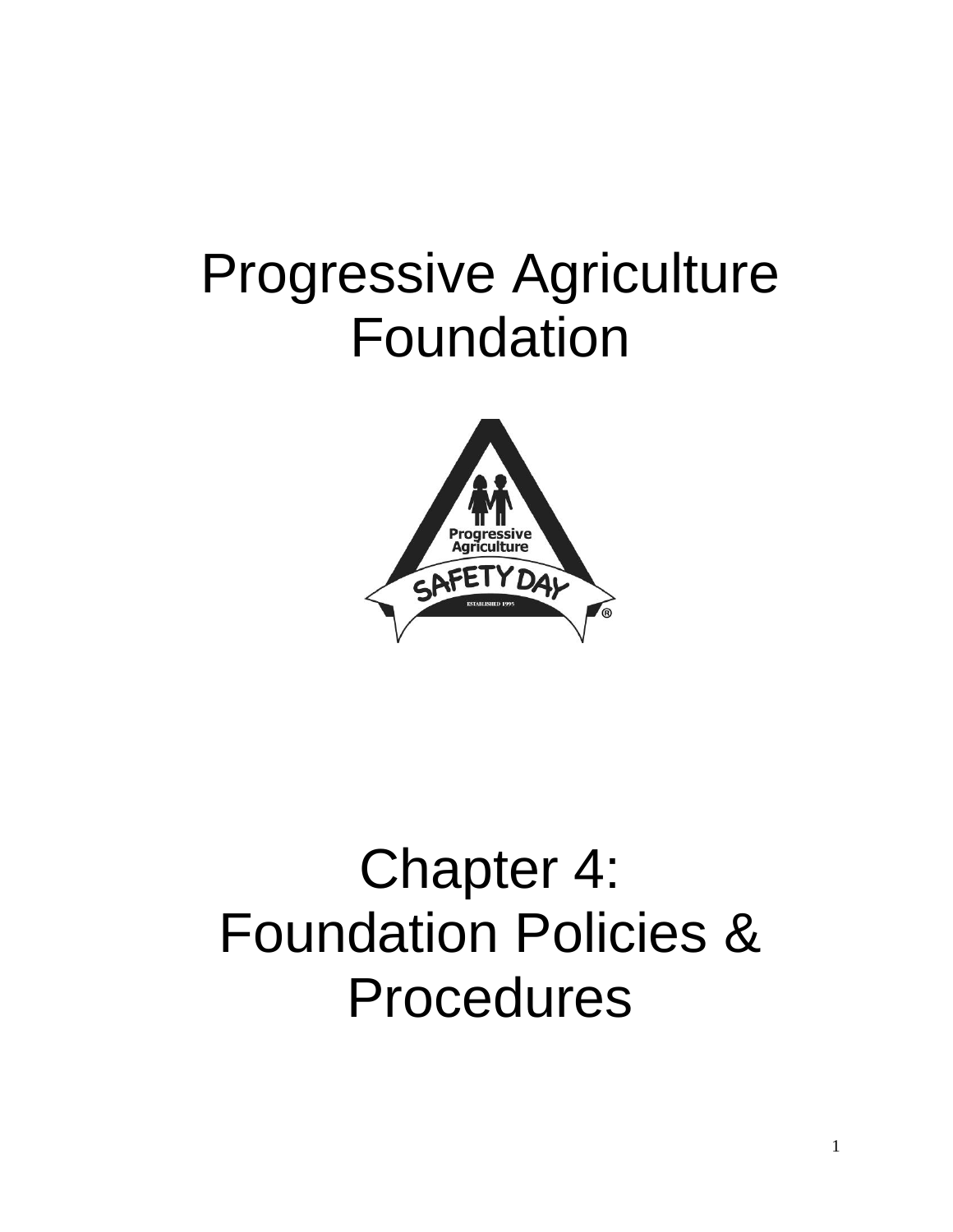# Progressive Agriculture Foundation

# Chapter 4: Foundation Policies & Procedures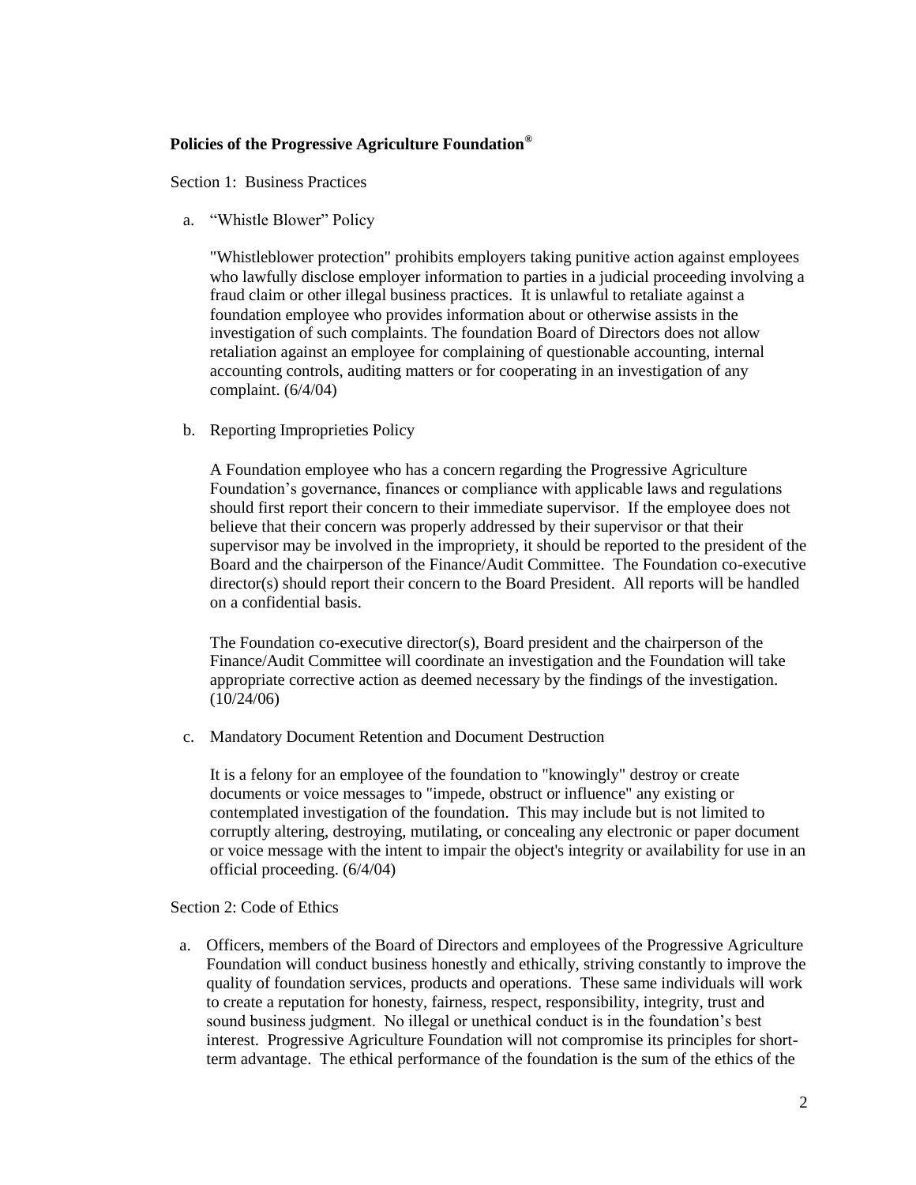## Policies of the Progressive Agriculture Foundation®

Section 1: Business Practices

a. "Whistle Blower" Policy

"Whistleblower protection" prohibits employers taking punitive action against employees who lawfully disclose employer information to parties in a judicial proceeding involving a fraud claim or other illegal business practices. It is unlawful to retaliate against a foundation employee who provides information about or otherwise assists in the investigation of such complaints. The foundation Board of Directors does not allow retaliation against an employee for complaining of questionable accounting, internal accounting controls, auditing matters or for cooperating in an investigation of any complaint. (6/4/04)

b. Reporting Improprieties Policy

A Foundation employee who has a concern regarding the Progressive Agriculture Foundation's governance, finances or compliance with applicable laws and regulations should first report their concern to their immediate supervisor. If the employee does not believe that their concern was properly addressed by their supervisor or that their supervisor may be involved in the impropriety, it should be reported to the president of the Board and the chairperson of the Finance/Audit Committee. The Foundation co-executive director(s) should report their concern to the Board President. All reports will be handled on a confidential basis.

The Foundation co-executive director(s), Board president and the chairperson of the Finance/Audit Committee will coordinate an investigation and the Foundation will take appropriate corrective action as deemed necessary by the findings of the investigation. (10/24/06)

c. Mandatory Document Retention and Document Destruction

It is a felony for an employee of the foundation to "knowingly" destroy or create documents or voice messages to "impede, obstruct or influence" any existing or contemplated investigation of the foundation. This may include but is not limited to corruptly altering, destroying, mutilating, or concealing any electronic or paper document or voice message with the intent to impair the object's integrity or availability for use in an official proceeding. (6/4/04)

Section 2: Code of Ethics

a. Officers, members of the Board of Directors and employees of the Progressive Agriculture Foundation will conduct business honestly and ethically, striving constantly to improve the quality of foundation services, products and operations. These same individuals will work to create a reputation for honesty, fairness, respect, responsibility, integrity, trust and sound business judgment. No illegal or unethical conduct is in the foundation's best interest. Progressive Agriculture Foundation will not compromise its principles for short-term advantage. The ethical performance of the foundation is the sum of the ethics of the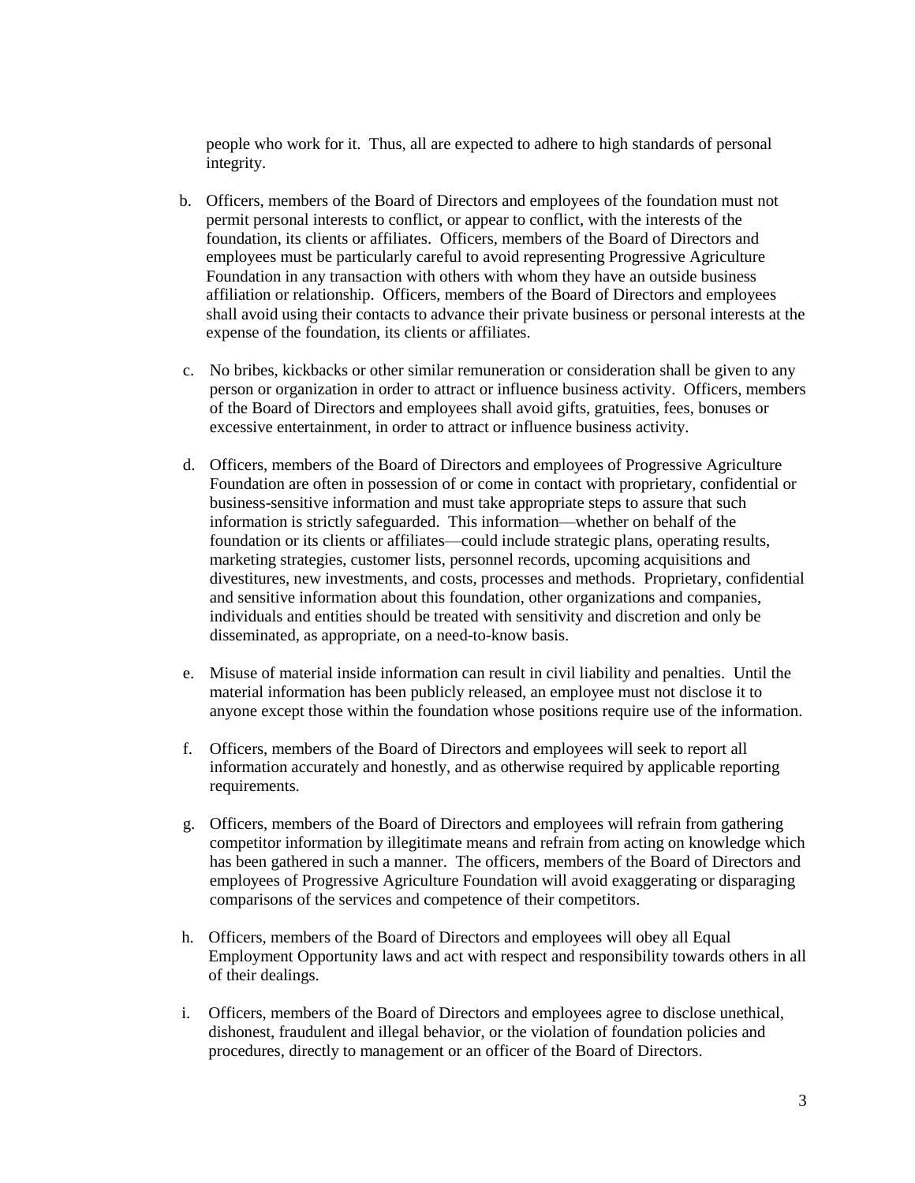people who work for it. Thus, all are expected to adhere to high standards of personal integrity.

b. Officers, members of the Board of Directors and employees of the foundation must not permit personal interests to conflict, or appear to conflict, with the interests of the foundation, its clients or affiliates. Officers, members of the Board of Directors and employees must be particularly careful to avoid representing Progressive Agriculture Foundation in any transaction with others with whom they have an outside business affiliation or relationship. Officers, members of the Board of Directors and employees shall avoid using their contacts to advance their private business or personal interests at the expense of the foundation, its clients or affiliates.

c. No bribes, kickbacks or other similar remuneration or consideration shall be given to any person or organization in order to attract or influence business activity. Officers, members of the Board of Directors and employees shall avoid gifts, gratuities, fees, bonuses or excessive entertainment, in order to attract or influence business activity.

d. Officers, members of the Board of Directors and employees of Progressive Agriculture Foundation are often in possession of or come in contact with proprietary, confidential or business-sensitive information and must take appropriate steps to assure that such information is strictly safeguarded. This information—whether on behalf of the foundation or its clients or affiliates—could include strategic plans, operating results, marketing strategies, customer lists, personnel records, upcoming acquisitions and divestitures, new investments, and costs, processes and methods. Proprietary, confidential and sensitive information about this foundation, other organizations and companies, individuals and entities should be treated with sensitivity and discretion and only be disseminated, as appropriate, on a need-to-know basis.

e. Misuse of material inside information can result in civil liability and penalties. Until the material information has been publicly released, an employee must not disclose it to anyone except those within the foundation whose positions require use of the information.

f. Officers, members of the Board of Directors and employees will seek to report all information accurately and honestly, and as otherwise required by applicable reporting requirements.

g. Officers, members of the Board of Directors and employees will refrain from gathering competitor information by illegitimate means and refrain from acting on knowledge which has been gathered in such a manner. The officers, members of the Board of Directors and employees of Progressive Agriculture Foundation will avoid exaggerating or disparaging comparisons of the services and competence of their competitors.

h. Officers, members of the Board of Directors and employees will obey all Equal Employment Opportunity laws and act with respect and responsibility towards others in all of their dealings.

i. Officers, members of the Board of Directors and employees agree to disclose unethical, dishonest, fraudulent and illegal behavior, or the violation of foundation policies and procedures, directly to management or an officer of the Board of Directors.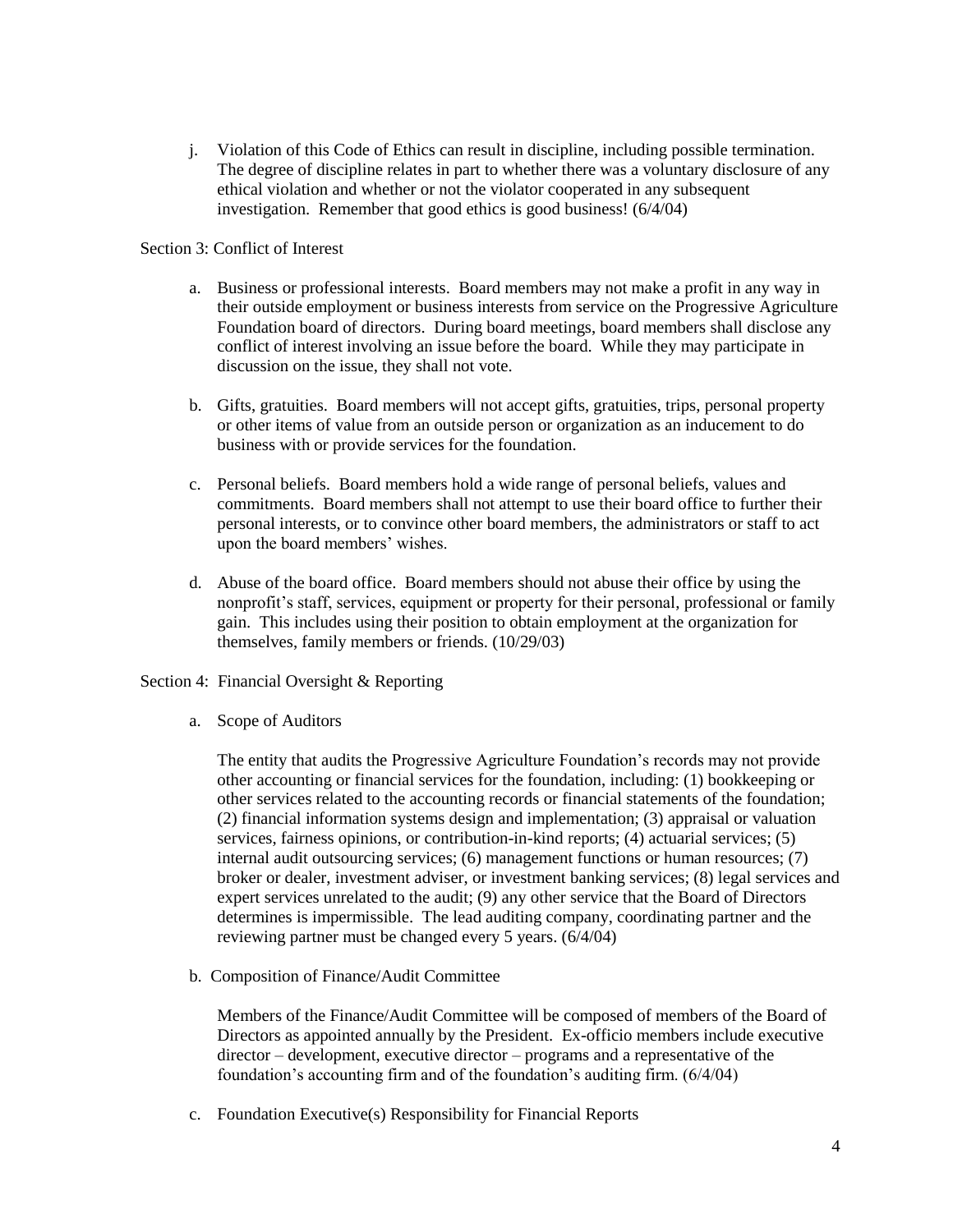j. Violation of this Code of Ethics can result in discipline, including possible termination. The degree of discipline relates in part to whether there was a voluntary disclosure of any ethical violation and whether or not the violator cooperated in any subsequent investigation. Remember that good ethics is good business! (6/4/04)

Section 3: Conflict of Interest

a. Business or professional interests. Board members may not make a profit in any way in their outside employment or business interests from service on the Progressive Agriculture Foundation board of directors. During board meetings, board members shall disclose any conflict of interest involving an issue before the board. While they may participate in discussion on the issue, they shall not vote.

b. Gifts, gratuities. Board members will not accept gifts, gratuities, trips, personal property or other items of value from an outside person or organization as an inducement to do business with or provide services for the foundation.

c. Personal beliefs. Board members hold a wide range of personal beliefs, values and commitments. Board members shall not attempt to use their board office to further their personal interests, or to convince other board members, the administrators or staff to act upon the board members' wishes.

d. Abuse of the board office. Board members should not abuse their office by using the nonprofit's staff, services, equipment or property for their personal, professional or family gain. This includes using their position to obtain employment at the organization for themselves, family members or friends. (10/29/03)

Section 4: Financial Oversight & Reporting

a. Scope of Auditors

   The entity that audits the Progressive Agriculture Foundation's records may not provide other accounting or financial services for the foundation, including: (1) bookkeeping or other services related to the accounting records or financial statements of the foundation; (2) financial information systems design and implementation; (3) appraisal or valuation services, fairness opinions, or contribution-in-kind reports; (4) actuarial services; (5) internal audit outsourcing services; (6) management functions or human resources; (7) broker or dealer, investment adviser, or investment banking services; (8) legal services and expert services unrelated to the audit; (9) any other service that the Board of Directors determines is impermissible. The lead auditing company, coordinating partner and the reviewing partner must be changed every 5 years. (6/4/04)

b. Composition of Finance/Audit Committee

   Members of the Finance/Audit Committee will be composed of members of the Board of Directors as appointed annually by the President. Ex-officio members include executive director – development, executive director – programs and a representative of the foundation's accounting firm and of the foundation's auditing firm. (6/4/04)

c. Foundation Executive(s) Responsibility for Financial Reports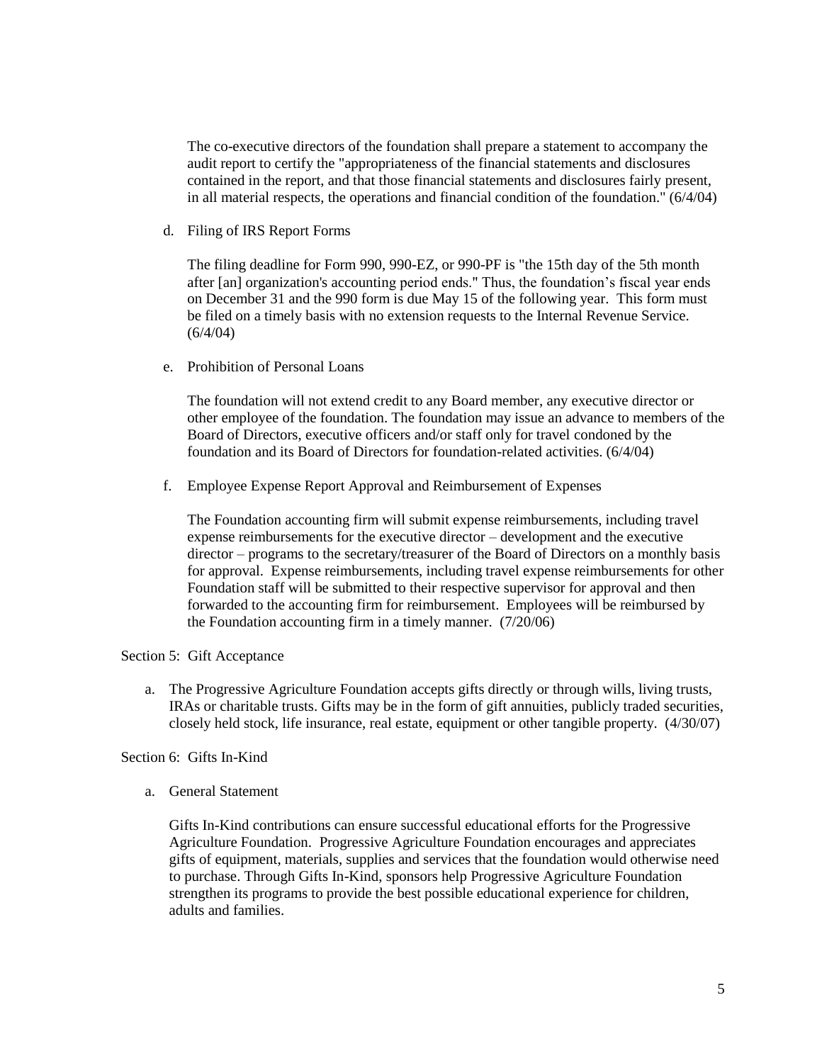The co-executive directors of the foundation shall prepare a statement to accompany the audit report to certify the "appropriateness of the financial statements and disclosures contained in the report, and that those financial statements and disclosures fairly present, in all material respects, the operations and financial condition of the foundation." (6/4/04)

d. Filing of IRS Report Forms

The filing deadline for Form 990, 990-EZ, or 990-PF is "the 15th day of the 5th month after [an] organization's accounting period ends." Thus, the foundation's fiscal year ends on December 31 and the 990 form is due May 15 of the following year. This form must be filed on a timely basis with no extension requests to the Internal Revenue Service. (6/4/04)

e. Prohibition of Personal Loans

The foundation will not extend credit to any Board member, any executive director or other employee of the foundation. The foundation may issue an advance to members of the Board of Directors, executive officers and/or staff only for travel condoned by the foundation and its Board of Directors for foundation-related activities. (6/4/04)

f. Employee Expense Report Approval and Reimbursement of Expenses

The Foundation accounting firm will submit expense reimbursements, including travel expense reimbursements for the executive director – development and the executive director – programs to the secretary/treasurer of the Board of Directors on a monthly basis for approval. Expense reimbursements, including travel expense reimbursements for other Foundation staff will be submitted to their respective supervisor for approval and then forwarded to the accounting firm for reimbursement. Employees will be reimbursed by the Foundation accounting firm in a timely manner. (7/20/06)

Section 5: Gift Acceptance

a. The Progressive Agriculture Foundation accepts gifts directly or through wills, living trusts, IRAs or charitable trusts. Gifts may be in the form of gift annuities, publicly traded securities, closely held stock, life insurance, real estate, equipment or other tangible property. (4/30/07)

Section 6: Gifts In-Kind

a. General Statement

Gifts In-Kind contributions can ensure successful educational efforts for the Progressive Agriculture Foundation. Progressive Agriculture Foundation encourages and appreciates gifts of equipment, materials, supplies and services that the foundation would otherwise need to purchase. Through Gifts In-Kind, sponsors help Progressive Agriculture Foundation strengthen its programs to provide the best possible educational experience for children, adults and families.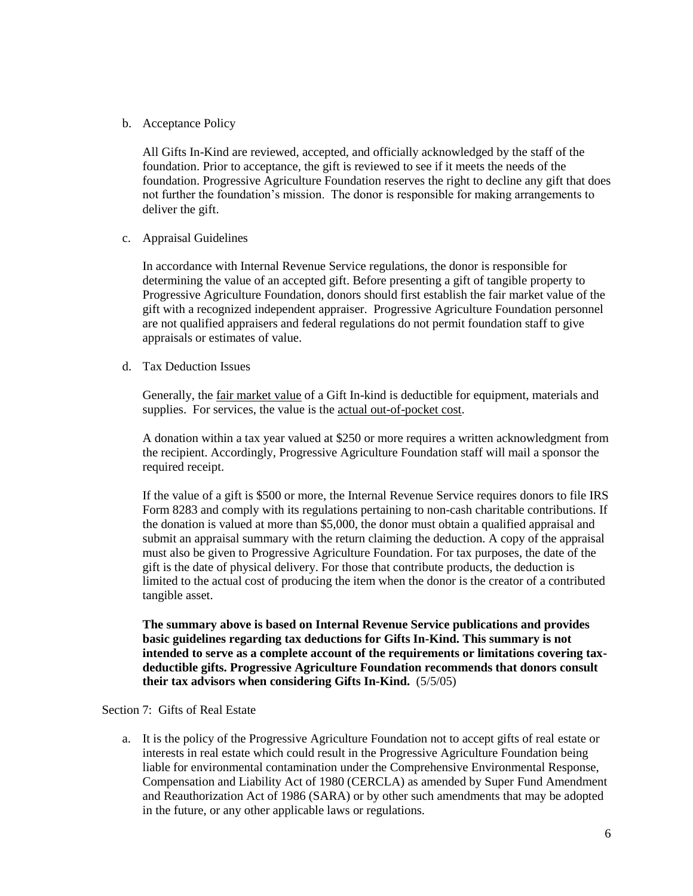b. Acceptance Policy

All Gifts In-Kind are reviewed, accepted, and officially acknowledged by the staff of the foundation. Prior to acceptance, the gift is reviewed to see if it meets the needs of the foundation. Progressive Agriculture Foundation reserves the right to decline any gift that does not further the foundation's mission. The donor is responsible for making arrangements to deliver the gift.

c. Appraisal Guidelines

In accordance with Internal Revenue Service regulations, the donor is responsible for determining the value of an accepted gift. Before presenting a gift of tangible property to Progressive Agriculture Foundation, donors should first establish the fair market value of the gift with a recognized independent appraiser. Progressive Agriculture Foundation personnel are not qualified appraisers and federal regulations do not permit foundation staff to give appraisals or estimates of value.

d. Tax Deduction Issues

Generally, the <u>fair market value</u> of a Gift In-kind is deductible for equipment, materials and supplies. For services, the value is the <u>actual out-of-pocket cost</u>.

A donation within a tax year valued at $250 or more requires a written acknowledgment from the recipient. Accordingly, Progressive Agriculture Foundation staff will mail a sponsor the required receipt.

If the value of a gift is $500 or more, the Internal Revenue Service requires donors to file IRS Form 8283 and comply with its regulations pertaining to non-cash charitable contributions. If the donation is valued at more than $5,000, the donor must obtain a qualified appraisal and submit an appraisal summary with the return claiming the deduction. A copy of the appraisal must also be given to Progressive Agriculture Foundation. For tax purposes, the date of the gift is the date of physical delivery. For those that contribute products, the deduction is limited to the actual cost of producing the item when the donor is the creator of a contributed tangible asset.

**The summary above is based on Internal Revenue Service publications and provides basic guidelines regarding tax deductions for Gifts In-Kind. This summary is not intended to serve as a complete account of the requirements or limitations covering tax-deductible gifts. Progressive Agriculture Foundation recommends that donors consult their tax advisors when considering Gifts In-Kind.** (5/5/05)

Section 7: Gifts of Real Estate

a. It is the policy of the Progressive Agriculture Foundation not to accept gifts of real estate or interests in real estate which could result in the Progressive Agriculture Foundation being liable for environmental contamination under the Comprehensive Environmental Response, Compensation and Liability Act of 1980 (CERCLA) as amended by Super Fund Amendment and Reauthorization Act of 1986 (SARA) or by other such amendments that may be adopted in the future, or any other applicable laws or regulations.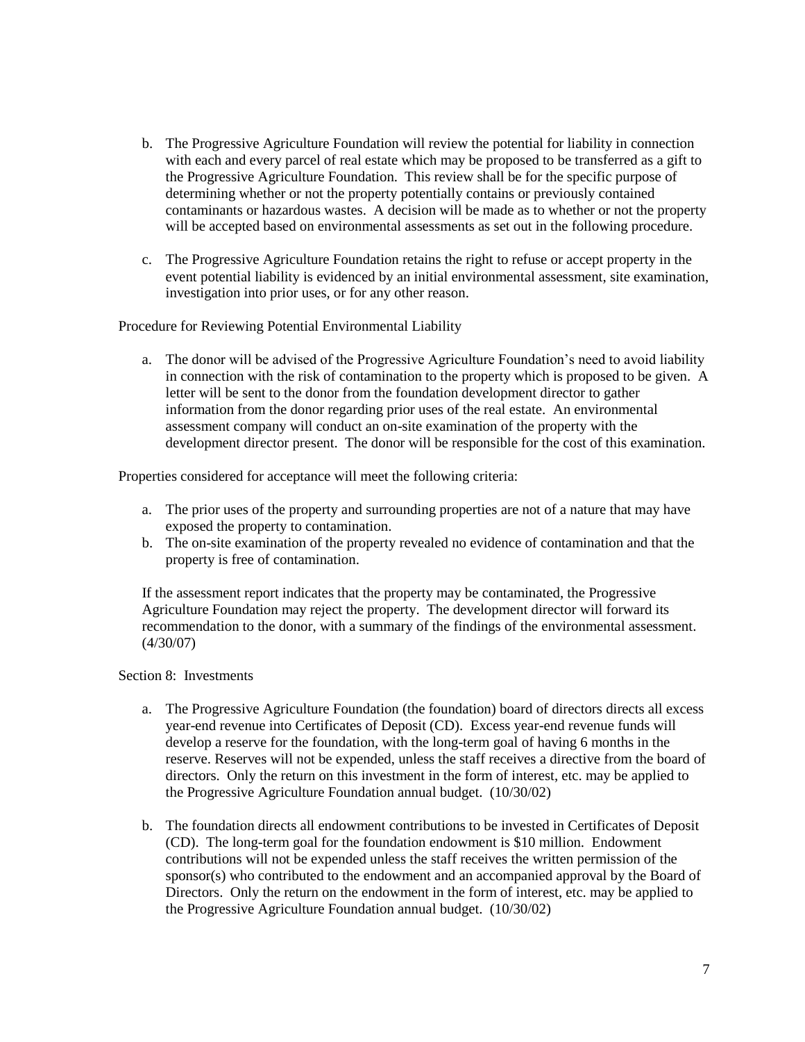b. The Progressive Agriculture Foundation will review the potential for liability in connection with each and every parcel of real estate which may be proposed to be transferred as a gift to the Progressive Agriculture Foundation. This review shall be for the specific purpose of determining whether or not the property potentially contains or previously contained contaminants or hazardous wastes. A decision will be made as to whether or not the property will be accepted based on environmental assessments as set out in the following procedure.

c. The Progressive Agriculture Foundation retains the right to refuse or accept property in the event potential liability is evidenced by an initial environmental assessment, site examination, investigation into prior uses, or for any other reason.

Procedure for Reviewing Potential Environmental Liability

a. The donor will be advised of the Progressive Agriculture Foundation's need to avoid liability in connection with the risk of contamination to the property which is proposed to be given. A letter will be sent to the donor from the foundation development director to gather information from the donor regarding prior uses of the real estate. An environmental assessment company will conduct an on-site examination of the property with the development director present. The donor will be responsible for the cost of this examination.

Properties considered for acceptance will meet the following criteria:

a. The prior uses of the property and surrounding properties are not of a nature that may have exposed the property to contamination.
b. The on-site examination of the property revealed no evidence of contamination and that the property is free of contamination.

If the assessment report indicates that the property may be contaminated, the Progressive Agriculture Foundation may reject the property. The development director will forward its recommendation to the donor, with a summary of the findings of the environmental assessment. (4/30/07)

Section 8: Investments

a. The Progressive Agriculture Foundation (the foundation) board of directors directs all excess year-end revenue into Certificates of Deposit (CD). Excess year-end revenue funds will develop a reserve for the foundation, with the long-term goal of having 6 months in the reserve. Reserves will not be expended, unless the staff receives a directive from the board of directors. Only the return on this investment in the form of interest, etc. may be applied to the Progressive Agriculture Foundation annual budget. (10/30/02)

b. The foundation directs all endowment contributions to be invested in Certificates of Deposit (CD). The long-term goal for the foundation endowment is $10 million. Endowment contributions will not be expended unless the staff receives the written permission of the sponsor(s) who contributed to the endowment and an accompanied approval by the Board of Directors. Only the return on the endowment in the form of interest, etc. may be applied to the Progressive Agriculture Foundation annual budget. (10/30/02)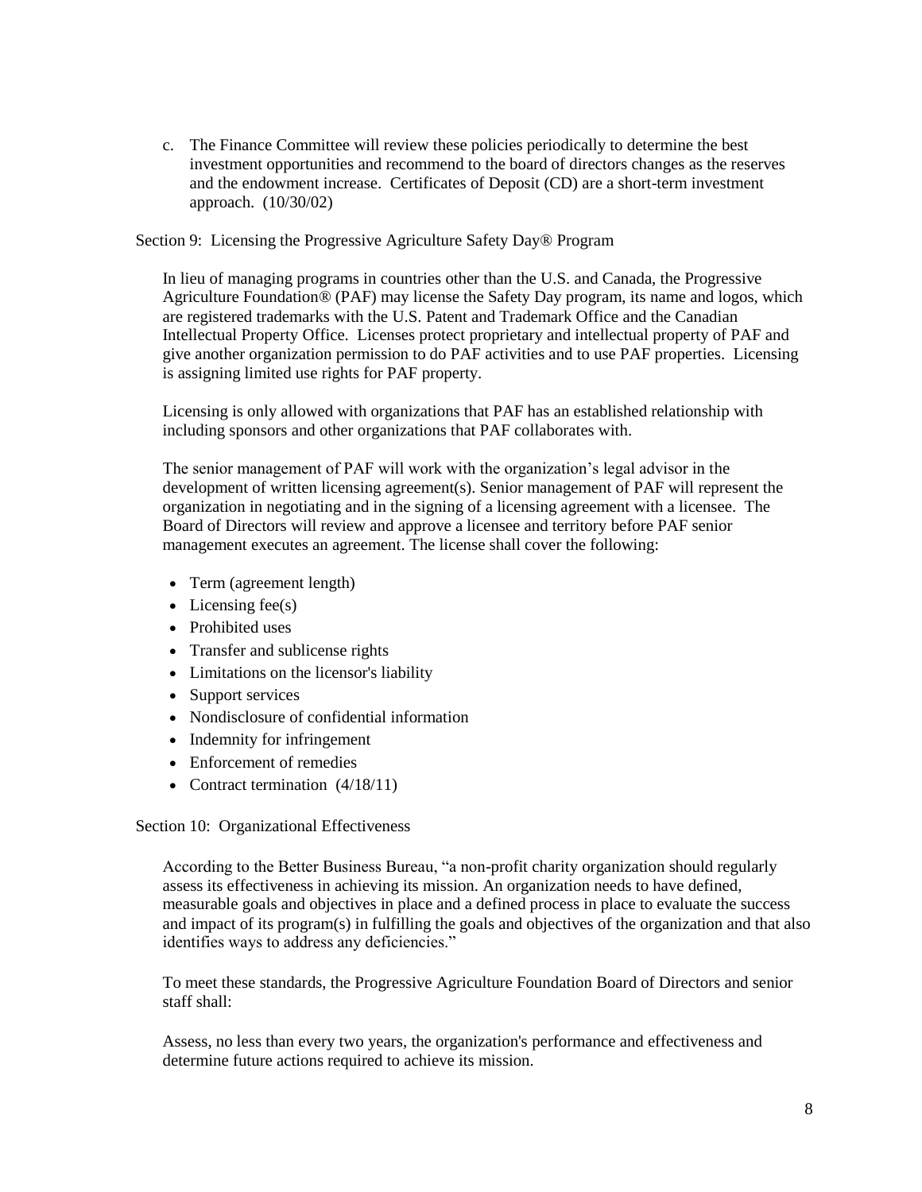c. The Finance Committee will review these policies periodically to determine the best investment opportunities and recommend to the board of directors changes as the reserves and the endowment increase. Certificates of Deposit (CD) are a short-term investment approach. (10/30/02)

Section 9: Licensing the Progressive Agriculture Safety Day® Program

In lieu of managing programs in countries other than the U.S. and Canada, the Progressive Agriculture Foundation® (PAF) may license the Safety Day program, its name and logos, which are registered trademarks with the U.S. Patent and Trademark Office and the Canadian Intellectual Property Office. Licenses protect proprietary and intellectual property of PAF and give another organization permission to do PAF activities and to use PAF properties. Licensing is assigning limited use rights for PAF property.

Licensing is only allowed with organizations that PAF has an established relationship with including sponsors and other organizations that PAF collaborates with.

The senior management of PAF will work with the organization's legal advisor in the development of written licensing agreement(s). Senior management of PAF will represent the organization in negotiating and in the signing of a licensing agreement with a licensee. The Board of Directors will review and approve a licensee and territory before PAF senior management executes an agreement. The license shall cover the following:

- Term (agreement length)
- Licensing fee(s)
- Prohibited uses
- Transfer and sublicense rights
- Limitations on the licensor's liability
- Support services
- Nondisclosure of confidential information
- Indemnity for infringement
- Enforcement of remedies
- Contract termination (4/18/11)

Section 10: Organizational Effectiveness

According to the Better Business Bureau, "a non-profit charity organization should regularly assess its effectiveness in achieving its mission. An organization needs to have defined, measurable goals and objectives in place and a defined process in place to evaluate the success and impact of its program(s) in fulfilling the goals and objectives of the organization and that also identifies ways to address any deficiencies."

To meet these standards, the Progressive Agriculture Foundation Board of Directors and senior staff shall:

Assess, no less than every two years, the organization's performance and effectiveness and determine future actions required to achieve its mission.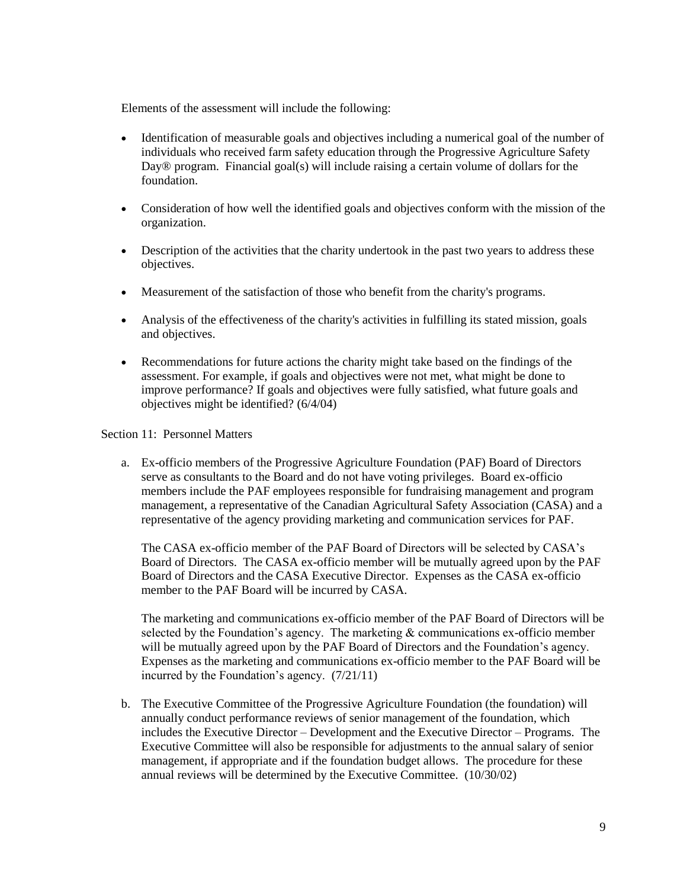Elements of the assessment will include the following:

- Identification of measurable goals and objectives including a numerical goal of the number of individuals who received farm safety education through the Progressive Agriculture Safety Day® program. Financial goal(s) will include raising a certain volume of dollars for the foundation.
- Consideration of how well the identified goals and objectives conform with the mission of the organization.
- Description of the activities that the charity undertook in the past two years to address these objectives.
- Measurement of the satisfaction of those who benefit from the charity's programs.
- Analysis of the effectiveness of the charity's activities in fulfilling its stated mission, goals and objectives.
- Recommendations for future actions the charity might take based on the findings of the assessment. For example, if goals and objectives were not met, what might be done to improve performance? If goals and objectives were fully satisfied, what future goals and objectives might be identified? (6/4/04)

Section 11: Personnel Matters

a. Ex-officio members of the Progressive Agriculture Foundation (PAF) Board of Directors serve as consultants to the Board and do not have voting privileges. Board ex-officio members include the PAF employees responsible for fundraising management and program management, a representative of the Canadian Agricultural Safety Association (CASA) and a representative of the agency providing marketing and communication services for PAF.

   The CASA ex-officio member of the PAF Board of Directors will be selected by CASA's Board of Directors. The CASA ex-officio member will be mutually agreed upon by the PAF Board of Directors and the CASA Executive Director. Expenses as the CASA ex-officio member to the PAF Board will be incurred by CASA.

   The marketing and communications ex-officio member of the PAF Board of Directors will be selected by the Foundation's agency. The marketing & communications ex-officio member will be mutually agreed upon by the PAF Board of Directors and the Foundation's agency. Expenses as the marketing and communications ex-officio member to the PAF Board will be incurred by the Foundation's agency. (7/21/11)

b. The Executive Committee of the Progressive Agriculture Foundation (the foundation) will annually conduct performance reviews of senior management of the foundation, which includes the Executive Director – Development and the Executive Director – Programs. The Executive Committee will also be responsible for adjustments to the annual salary of senior management, if appropriate and if the foundation budget allows. The procedure for these annual reviews will be determined by the Executive Committee. (10/30/02)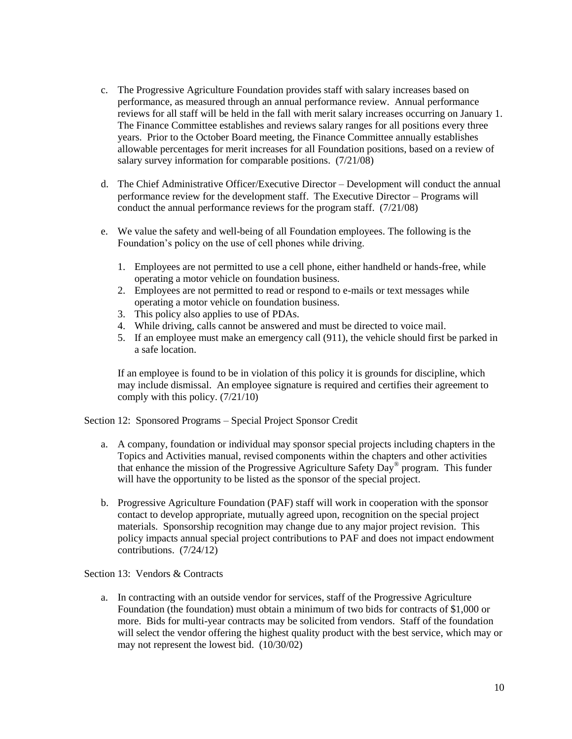c. The Progressive Agriculture Foundation provides staff with salary increases based on performance, as measured through an annual performance review. Annual performance reviews for all staff will be held in the fall with merit salary increases occurring on January 1. The Finance Committee establishes and reviews salary ranges for all positions every three years. Prior to the October Board meeting, the Finance Committee annually establishes allowable percentages for merit increases for all Foundation positions, based on a review of salary survey information for comparable positions. (7/21/08)

d. The Chief Administrative Officer/Executive Director – Development will conduct the annual performance review for the development staff. The Executive Director – Programs will conduct the annual performance reviews for the program staff. (7/21/08)

e. We value the safety and well-being of all Foundation employees. The following is the Foundation's policy on the use of cell phones while driving.

   1. Employees are not permitted to use a cell phone, either handheld or hands-free, while operating a motor vehicle on foundation business.
   2. Employees are not permitted to read or respond to e-mails or text messages while operating a motor vehicle on foundation business.
   3. This policy also applies to use of PDAs.
   4. While driving, calls cannot be answered and must be directed to voice mail.
   5. If an employee must make an emergency call (911), the vehicle should first be parked in a safe location.

   If an employee is found to be in violation of this policy it is grounds for discipline, which may include dismissal. An employee signature is required and certifies their agreement to comply with this policy. (7/21/10)

Section 12: Sponsored Programs – Special Project Sponsor Credit

a. A company, foundation or individual may sponsor special projects including chapters in the Topics and Activities manual, revised components within the chapters and other activities that enhance the mission of the Progressive Agriculture Safety Day® program. This funder will have the opportunity to be listed as the sponsor of the special project.

b. Progressive Agriculture Foundation (PAF) staff will work in cooperation with the sponsor contact to develop appropriate, mutually agreed upon, recognition on the special project materials. Sponsorship recognition may change due to any major project revision. This policy impacts annual special project contributions to PAF and does not impact endowment contributions. (7/24/12)

Section 13: Vendors & Contracts

a. In contracting with an outside vendor for services, staff of the Progressive Agriculture Foundation (the foundation) must obtain a minimum of two bids for contracts of $1,000 or more. Bids for multi-year contracts may be solicited from vendors. Staff of the foundation will select the vendor offering the highest quality product with the best service, which may or may not represent the lowest bid. (10/30/02)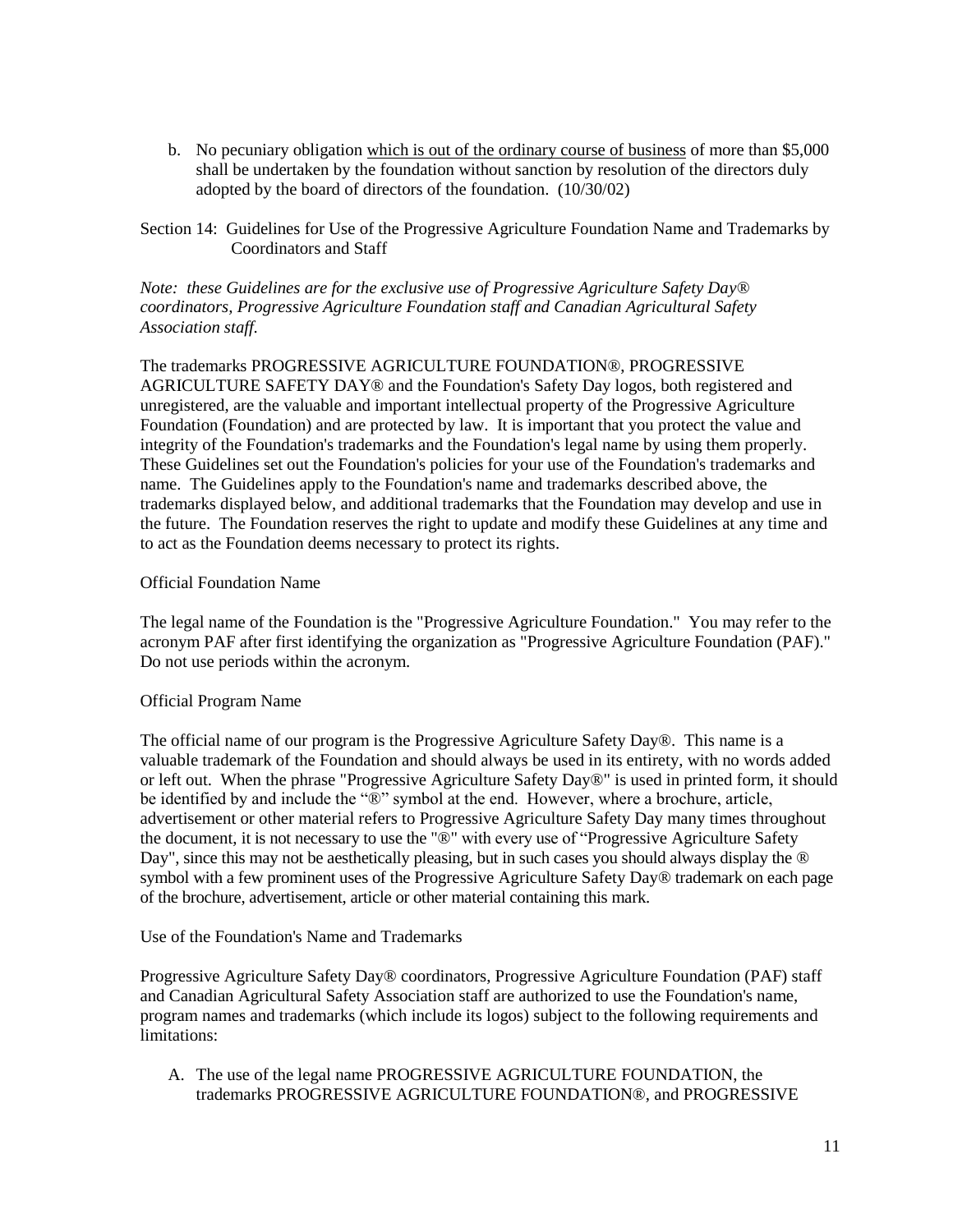b. No pecuniary obligation <u>which is out of the ordinary course of business</u> of more than $5,000 shall be undertaken by the foundation without sanction by resolution of the directors duly adopted by the board of directors of the foundation. (10/30/02)

Section 14: Guidelines for Use of the Progressive Agriculture Foundation Name and Trademarks by Coordinators and Staff

*Note: these Guidelines are for the exclusive use of Progressive Agriculture Safety Day® coordinators, Progressive Agriculture Foundation staff and Canadian Agricultural Safety Association staff.*

The trademarks PROGRESSIVE AGRICULTURE FOUNDATION®, PROGRESSIVE AGRICULTURE SAFETY DAY® and the Foundation's Safety Day logos, both registered and unregistered, are the valuable and important intellectual property of the Progressive Agriculture Foundation (Foundation) and are protected by law. It is important that you protect the value and integrity of the Foundation's trademarks and the Foundation's legal name by using them properly. These Guidelines set out the Foundation's policies for your use of the Foundation's trademarks and name. The Guidelines apply to the Foundation's name and trademarks described above, the trademarks displayed below, and additional trademarks that the Foundation may develop and use in the future. The Foundation reserves the right to update and modify these Guidelines at any time and to act as the Foundation deems necessary to protect its rights.

Official Foundation Name

The legal name of the Foundation is the "Progressive Agriculture Foundation." You may refer to the acronym PAF after first identifying the organization as "Progressive Agriculture Foundation (PAF)." Do not use periods within the acronym.

Official Program Name

The official name of our program is the Progressive Agriculture Safety Day®. This name is a valuable trademark of the Foundation and should always be used in its entirety, with no words added or left out. When the phrase "Progressive Agriculture Safety Day®" is used in printed form, it should be identified by and include the "®" symbol at the end. However, where a brochure, article, advertisement or other material refers to Progressive Agriculture Safety Day many times throughout the document, it is not necessary to use the "®" with every use of "Progressive Agriculture Safety Day", since this may not be aesthetically pleasing, but in such cases you should always display the ® symbol with a few prominent uses of the Progressive Agriculture Safety Day® trademark on each page of the brochure, advertisement, article or other material containing this mark.

Use of the Foundation's Name and Trademarks

Progressive Agriculture Safety Day® coordinators, Progressive Agriculture Foundation (PAF) staff and Canadian Agricultural Safety Association staff are authorized to use the Foundation's name, program names and trademarks (which include its logos) subject to the following requirements and limitations:

A. The use of the legal name PROGRESSIVE AGRICULTURE FOUNDATION, the trademarks PROGRESSIVE AGRICULTURE FOUNDATION®, and PROGRESSIVE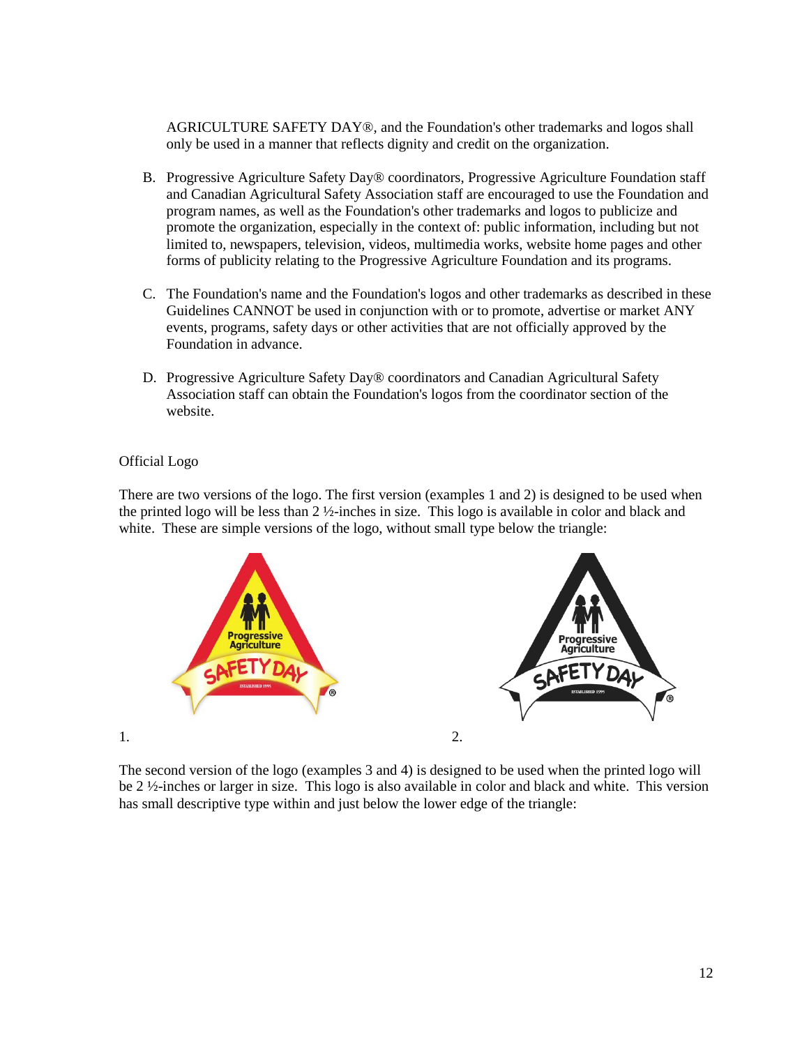AGRICULTURE SAFETY DAY®, and the Foundation's other trademarks and logos shall only be used in a manner that reflects dignity and credit on the organization.

B. Progressive Agriculture Safety Day® coordinators, Progressive Agriculture Foundation staff and Canadian Agricultural Safety Association staff are encouraged to use the Foundation and program names, as well as the Foundation's other trademarks and logos to publicize and promote the organization, especially in the context of: public information, including but not limited to, newspapers, television, videos, multimedia works, website home pages and other forms of publicity relating to the Progressive Agriculture Foundation and its programs.

C. The Foundation's name and the Foundation's logos and other trademarks as described in these Guidelines CANNOT be used in conjunction with or to promote, advertise or market ANY events, programs, safety days or other activities that are not officially approved by the Foundation in advance.

D. Progressive Agriculture Safety Day® coordinators and Canadian Agricultural Safety Association staff can obtain the Foundation's logos from the coordinator section of the website.

Official Logo

There are two versions of the logo. The first version (examples 1 and 2) is designed to be used when the printed logo will be less than 2 ½-inches in size. This logo is available in color and black and white. These are simple versions of the logo, without small type below the triangle:

1.

2.

The second version of the logo (examples 3 and 4) is designed to be used when the printed logo will be 2 ½-inches or larger in size. This logo is also available in color and black and white. This version has small descriptive type within and just below the lower edge of the triangle: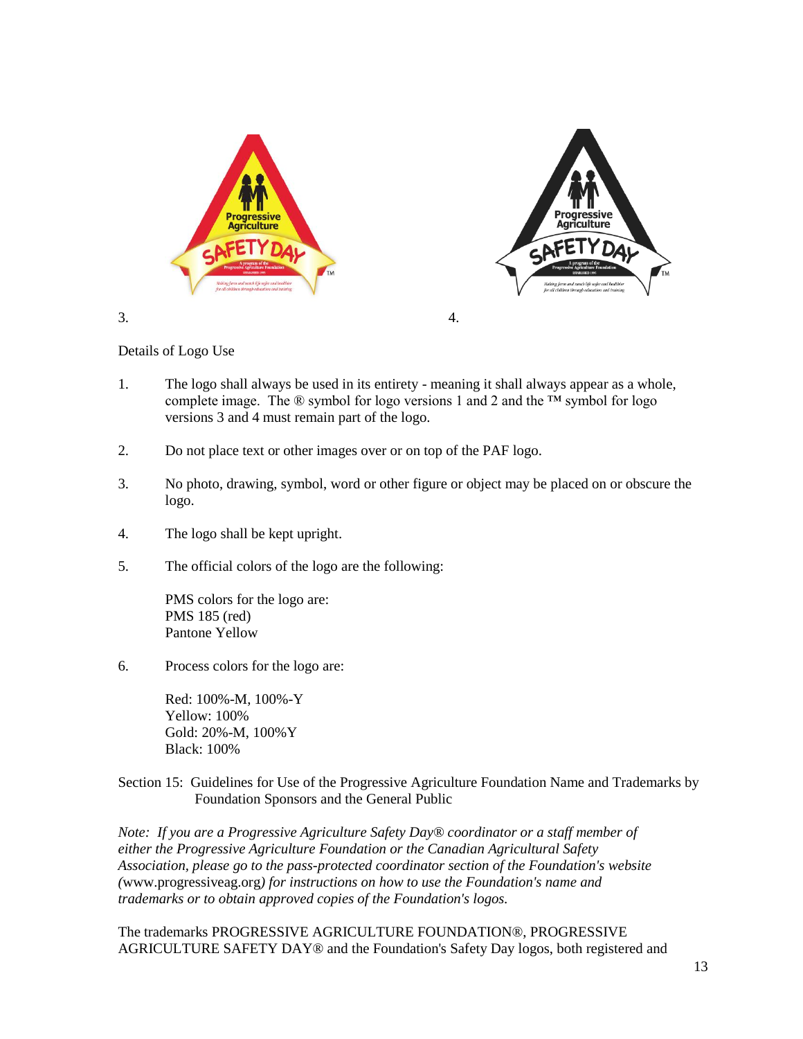3.

4.

Details of Logo Use

1. The logo shall always be used in its entirety - meaning it shall always appear as a whole, complete image. The ® symbol for logo versions 1 and 2 and the ™ symbol for logo versions 3 and 4 must remain part of the logo.

2. Do not place text or other images over or on top of the PAF logo.

3. No photo, drawing, symbol, word or other figure or object may be placed on or obscure the logo.

4. The logo shall be kept upright.

5. The official colors of the logo are the following:

   PMS colors for the logo are:
   PMS 185 (red)
   Pantone Yellow

6. Process colors for the logo are:

   Red: 100%-M, 100%-Y
   Yellow: 100%
   Gold: 20%-M, 100%Y
   Black: 100%

Section 15: Guidelines for Use of the Progressive Agriculture Foundation Name and Trademarks by Foundation Sponsors and the General Public

*Note: If you are a Progressive Agriculture Safety Day® coordinator or a staff member of either the Progressive Agriculture Foundation or the Canadian Agricultural Safety Association, please go to the pass-protected coordinator section of the Foundation's website (*www.progressiveag.org*) for instructions on how to use the Foundation's name and trademarks or to obtain approved copies of the Foundation's logos.*

The trademarks PROGRESSIVE AGRICULTURE FOUNDATION®, PROGRESSIVE AGRICULTURE SAFETY DAY® and the Foundation's Safety Day logos, both registered and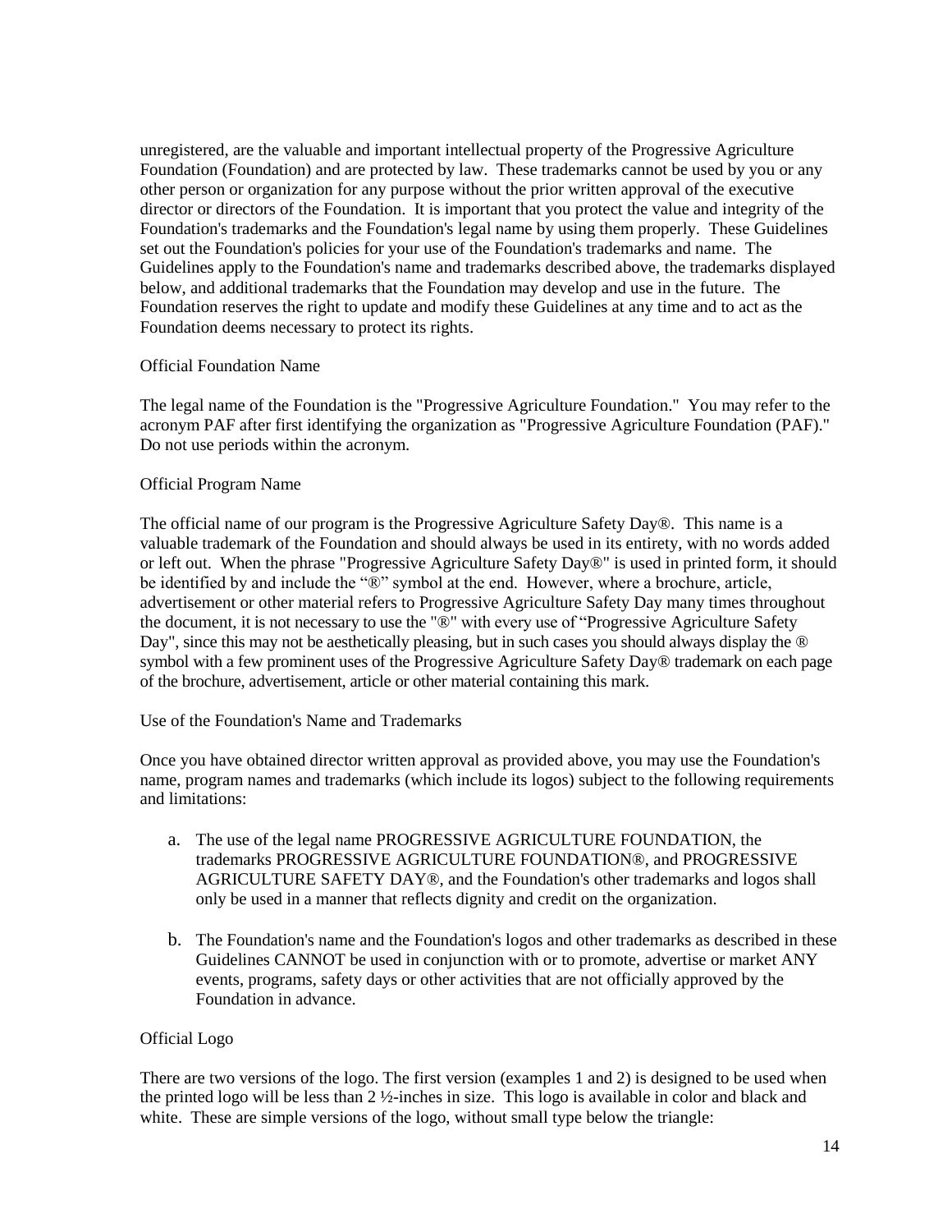unregistered, are the valuable and important intellectual property of the Progressive Agriculture Foundation (Foundation) and are protected by law. These trademarks cannot be used by you or any other person or organization for any purpose without the prior written approval of the executive director or directors of the Foundation. It is important that you protect the value and integrity of the Foundation's trademarks and the Foundation's legal name by using them properly. These Guidelines set out the Foundation's policies for your use of the Foundation's trademarks and name. The Guidelines apply to the Foundation's name and trademarks described above, the trademarks displayed below, and additional trademarks that the Foundation may develop and use in the future. The Foundation reserves the right to update and modify these Guidelines at any time and to act as the Foundation deems necessary to protect its rights.

Official Foundation Name

The legal name of the Foundation is the "Progressive Agriculture Foundation." You may refer to the acronym PAF after first identifying the organization as "Progressive Agriculture Foundation (PAF)." Do not use periods within the acronym.

Official Program Name

The official name of our program is the Progressive Agriculture Safety Day®. This name is a valuable trademark of the Foundation and should always be used in its entirety, with no words added or left out. When the phrase "Progressive Agriculture Safety Day®" is used in printed form, it should be identified by and include the "®" symbol at the end. However, where a brochure, article, advertisement or other material refers to Progressive Agriculture Safety Day many times throughout the document, it is not necessary to use the "®" with every use of "Progressive Agriculture Safety Day", since this may not be aesthetically pleasing, but in such cases you should always display the ® symbol with a few prominent uses of the Progressive Agriculture Safety Day® trademark on each page of the brochure, advertisement, article or other material containing this mark.

Use of the Foundation's Name and Trademarks

Once you have obtained director written approval as provided above, you may use the Foundation's name, program names and trademarks (which include its logos) subject to the following requirements and limitations:

a. The use of the legal name PROGRESSIVE AGRICULTURE FOUNDATION, the trademarks PROGRESSIVE AGRICULTURE FOUNDATION®, and PROGRESSIVE AGRICULTURE SAFETY DAY®, and the Foundation's other trademarks and logos shall only be used in a manner that reflects dignity and credit on the organization.

b. The Foundation's name and the Foundation's logos and other trademarks as described in these Guidelines CANNOT be used in conjunction with or to promote, advertise or market ANY events, programs, safety days or other activities that are not officially approved by the Foundation in advance.

Official Logo

There are two versions of the logo. The first version (examples 1 and 2) is designed to be used when the printed logo will be less than 2 ½-inches in size. This logo is available in color and black and white. These are simple versions of the logo, without small type below the triangle: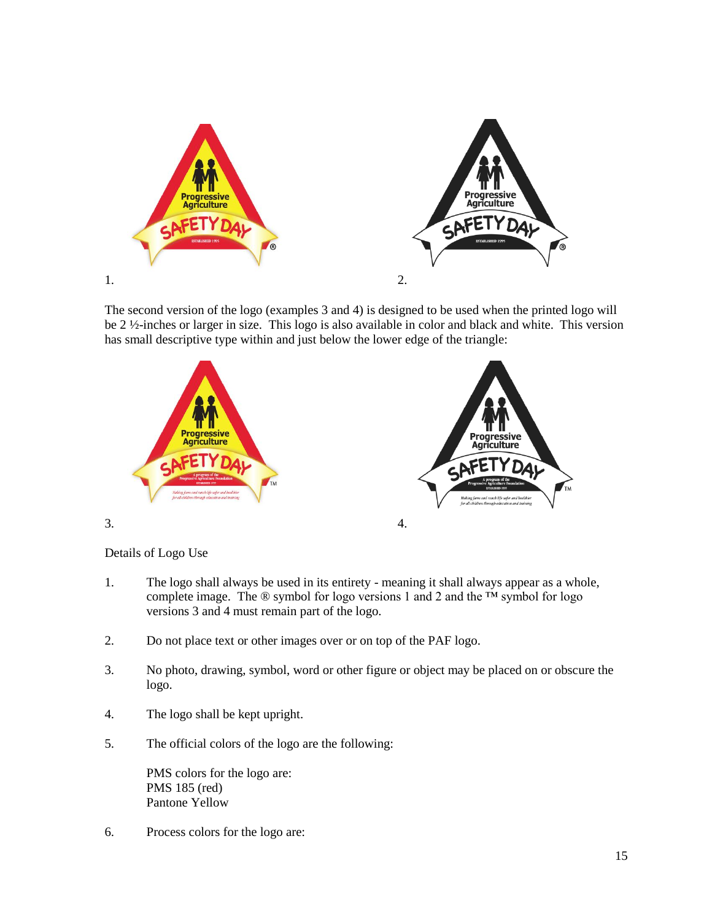1.

2.

The second version of the logo (examples 3 and 4) is designed to be used when the printed logo will be 2 ½-inches or larger in size. This logo is also available in color and black and white. This version has small descriptive type within and just below the lower edge of the triangle:

3.

4.

Details of Logo Use

1. The logo shall always be used in its entirety - meaning it shall always appear as a whole, complete image. The ® symbol for logo versions 1 and 2 and the ™ symbol for logo versions 3 and 4 must remain part of the logo.

2. Do not place text or other images over or on top of the PAF logo.

3. No photo, drawing, symbol, word or other figure or object may be placed on or obscure the logo.

4. The logo shall be kept upright.

5. The official colors of the logo are the following:

   PMS colors for the logo are:
   PMS 185 (red)
   Pantone Yellow

6. Process colors for the logo are: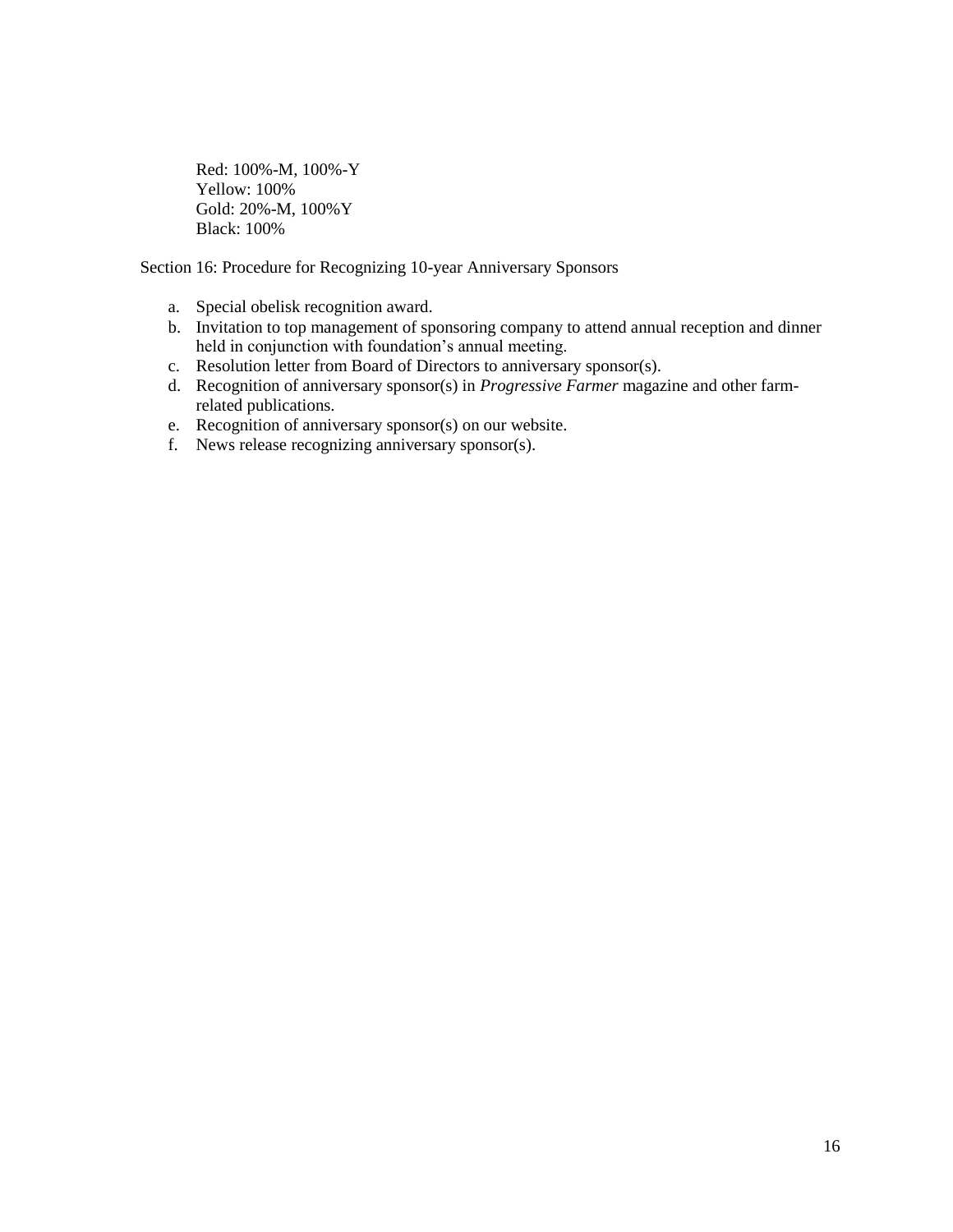Red: 100%-M, 100%-Y
Yellow: 100%
Gold: 20%-M, 100%Y
Black: 100%

Section 16: Procedure for Recognizing 10-year Anniversary Sponsors

a. Special obelisk recognition award.
b. Invitation to top management of sponsoring company to attend annual reception and dinner held in conjunction with foundation's annual meeting.
c. Resolution letter from Board of Directors to anniversary sponsor(s).
d. Recognition of anniversary sponsor(s) in *Progressive Farmer* magazine and other farm-related publications.
e. Recognition of anniversary sponsor(s) on our website.
f. News release recognizing anniversary sponsor(s).